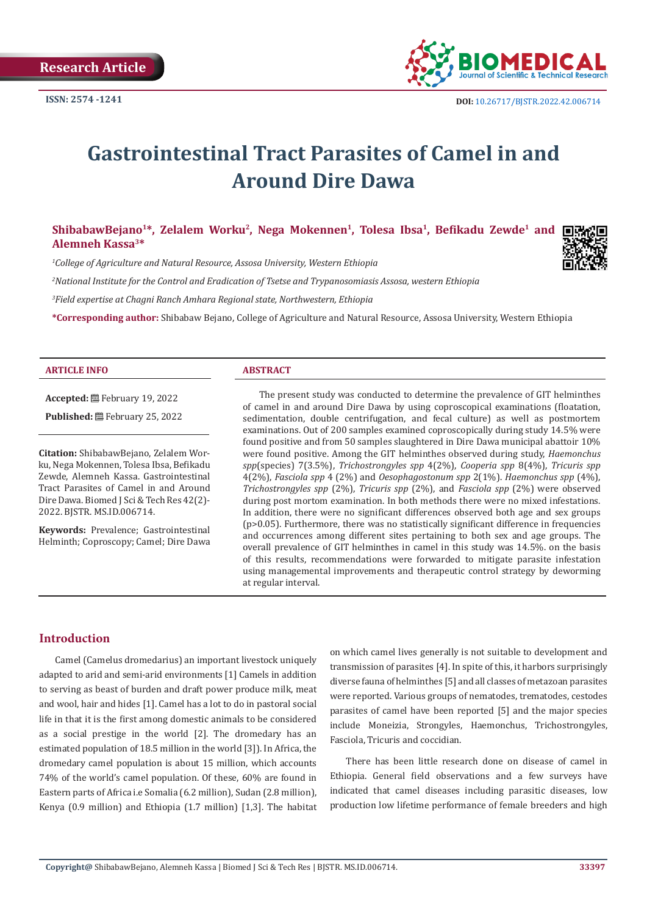Research Article

ISSN: 2574 -1241

DOI: 10.26717/BJSTR.2022.42.006714

# Gastrointestinal Tract Parasites of Camel in and Around Dire Dawa

**ShibabawBejano[1]*, Zelalem Worku[2], Nega Mokennen[1], Tolesa Ibsa[1], Befikadu Zewde[1] and Alemneh Kassa[3]***

*[1]College of Agriculture and Natural Resource, Assosa University, Western Ethiopia*

*[2]National Institute for the Control and Eradication of Tsetse and Trypanosomiasis Assosa, western Ethiopia*

*[3]Field expertise at Chagni Ranch Amhara Regional state, Northwestern, Ethiopia*

**\*Corresponding author:** Shibabaw Bejano, College of Agriculture and Natural Resource, Assosa University, Western Ethiopia

**ARTICLE INFO**

**Accepted:** February 19, 2022

**Published:** February 25, 2022

**Citation:** ShibabawBejano, Zelalem Worku, Nega Mokennen, Tolesa Ibsa, Befikadu Zewde, Alemneh Kassa. Gastrointestinal Tract Parasites of Camel in and Around Dire Dawa. Biomed J Sci & Tech Res 42(2)-2022. BJSTR. MS.ID.006714.

**Keywords:** Prevalence; Gastrointestinal Helminth; Coproscopy; Camel; Dire Dawa

**ABSTRACT**

The present study was conducted to determine the prevalence of GIT helminthes of camel in and around Dire Dawa by using coproscopical examinations (floatation, sedimentation, double centrifugation, and fecal culture) as well as postmortem examinations. Out of 200 samples examined coproscopically during study 14.5% were found positive and from 50 samples slaughtered in Dire Dawa municipal abattoir 10% were found positive. Among the GIT helminthes observed during study, *Haemonchus spp*(species) 7(3.5%), *Trichostrongyles spp* 4(2%), *Cooperia spp* 8(4%), *Tricuris spp* 4(2%), *Fasciola spp* 4 (2%) and *Oesophagostonum spp* 2(1%). *Haemonchus spp* (4%), *Trichostrongyles spp* (2%), *Tricuris spp* (2%), and *Fasciola spp* (2%) were observed during post mortom examination. In both methods there were no mixed infestations. In addition, there were no significant differences observed both age and sex groups (p>0.05). Furthermore, there was no statistically significant difference in frequencies and occurrences among different sites pertaining to both sex and age groups. The overall prevalence of GIT helminthes in camel in this study was 14.5%. on the basis of this results, recommendations were forwarded to mitigate parasite infestation using managemental improvements and therapeutic control strategy by deworming at regular interval.

## Introduction

Camel (Camelus dromedarius) an important livestock uniquely adapted to arid and semi-arid environments [1] Camels in addition to serving as beast of burden and draft power produce milk, meat and wool, hair and hides [1]. Camel has a lot to do in pastoral social life in that it is the first among domestic animals to be considered as a social prestige in the world [2]. The dromedary has an estimated population of 18.5 million in the world [3]). In Africa, the dromedary camel population is about 15 million, which accounts 74% of the world's camel population. Of these, 60% are found in Eastern parts of Africa i.e Somalia (6.2 million), Sudan (2.8 million), Kenya (0.9 million) and Ethiopia (1.7 million) [1,3]. The habitat on which camel lives generally is not suitable to development and transmission of parasites [4]. In spite of this, it harbors surprisingly diverse fauna of helminthes [5] and all classes of metazoan parasites were reported. Various groups of nematodes, trematodes, cestodes parasites of camel have been reported [5] and the major species include Moneizia, Strongyles, Haemonchus, Trichostrongyles, Fasciola, Tricuris and coccidian.

There has been little research done on disease of camel in Ethiopia. General field observations and a few surveys have indicated that camel diseases including parasitic diseases, low production low lifetime performance of female breeders and high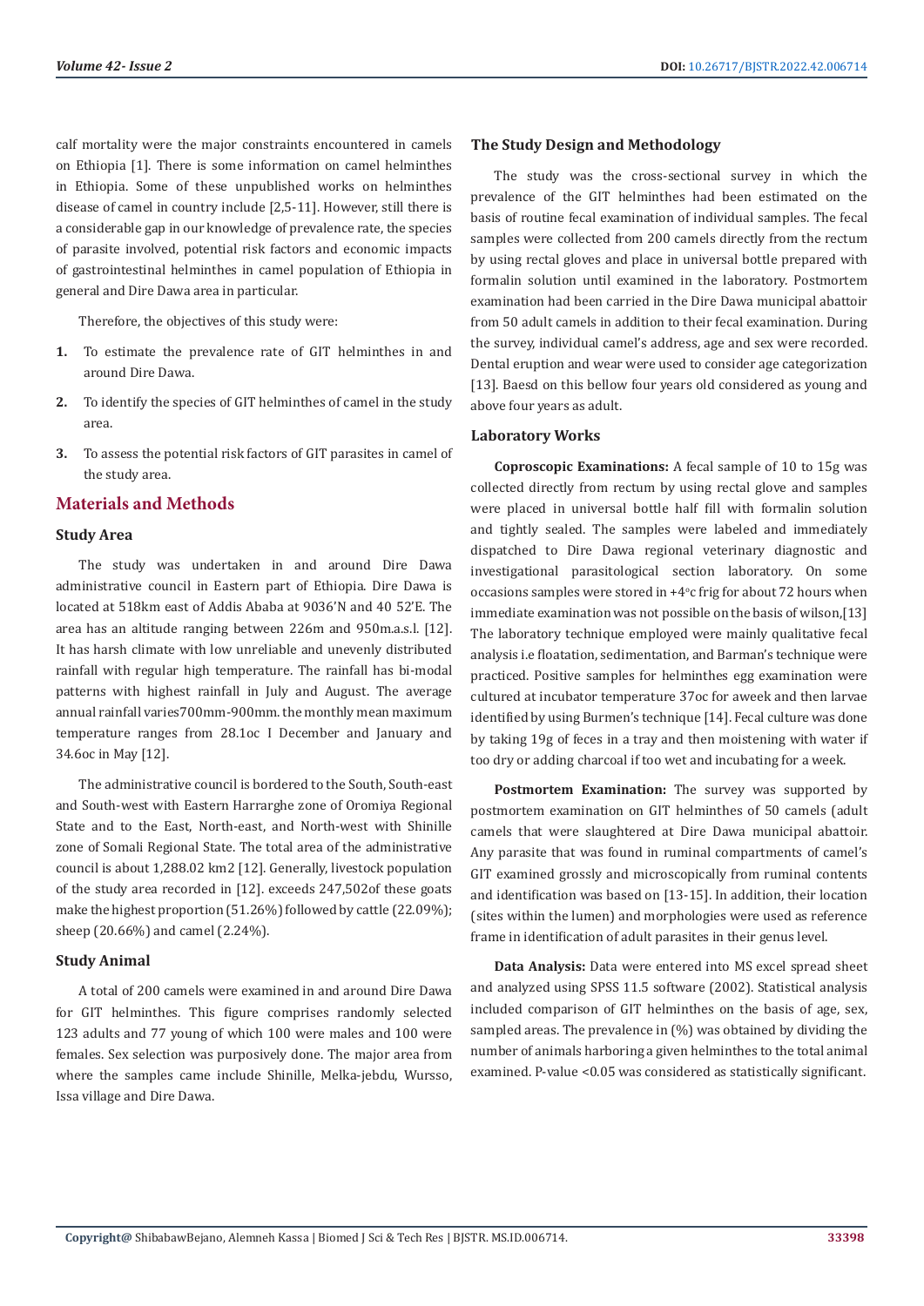calf mortality were the major constraints encountered in camels on Ethiopia [1]. There is some information on camel helminthes in Ethiopia. Some of these unpublished works on helminthes disease of camel in country include [2,5-11]. However, still there is a considerable gap in our knowledge of prevalence rate, the species of parasite involved, potential risk factors and economic impacts of gastrointestinal helminthes in camel population of Ethiopia in general and Dire Dawa area in particular.

Therefore, the objectives of this study were:

1. To estimate the prevalence rate of GIT helminthes in and around Dire Dawa.
2. To identify the species of GIT helminthes of camel in the study area.
3. To assess the potential risk factors of GIT parasites in camel of the study area.

## Materials and Methods

### Study Area

The study was undertaken in and around Dire Dawa administrative council in Eastern part of Ethiopia. Dire Dawa is located at 518km east of Addis Ababa at 9036'N and 40 52'E. The area has an altitude ranging between 226m and 950m.a.s.l. [12]. It has harsh climate with low unreliable and unevenly distributed rainfall with regular high temperature. The rainfall has bi-modal patterns with highest rainfall in July and August. The average annual rainfall varies700mm-900mm. the monthly mean maximum temperature ranges from 28.1oc I December and January and 34.6oc in May [12].

The administrative council is bordered to the South, South-east and South-west with Eastern Harrarghe zone of Oromiya Regional State and to the East, North-east, and North-west with Shinille zone of Somali Regional State. The total area of the administrative council is about 1,288.02 km2 [12]. Generally, livestock population of the study area recorded in [12]. exceeds 247,502of these goats make the highest proportion (51.26%) followed by cattle (22.09%); sheep (20.66%) and camel (2.24%).

### Study Animal

A total of 200 camels were examined in and around Dire Dawa for GIT helminthes. This figure comprises randomly selected 123 adults and 77 young of which 100 were males and 100 were females. Sex selection was purposively done. The major area from where the samples came include Shinille, Melka-jebdu, Wursso, Issa village and Dire Dawa.

### The Study Design and Methodology

The study was the cross-sectional survey in which the prevalence of the GIT helminthes had been estimated on the basis of routine fecal examination of individual samples. The fecal samples were collected from 200 camels directly from the rectum by using rectal gloves and place in universal bottle prepared with formalin solution until examined in the laboratory. Postmortem examination had been carried in the Dire Dawa municipal abattoir from 50 adult camels in addition to their fecal examination. During the survey, individual camel's address, age and sex were recorded. Dental eruption and wear were used to consider age categorization [13]. Baesd on this bellow four years old considered as young and above four years as adult.

### Laboratory Works

**Coproscopic Examinations:** A fecal sample of 10 to 15g was collected directly from rectum by using rectal glove and samples were placed in universal bottle half fill with formalin solution and tightly sealed. The samples were labeled and immediately dispatched to Dire Dawa regional veterinary diagnostic and investigational parasitological section laboratory. On some occasions samples were stored in +4°c frig for about 72 hours when immediate examination was not possible on the basis of wilson,[13] The laboratory technique employed were mainly qualitative fecal analysis i.e floatation, sedimentation, and Barman's technique were practiced. Positive samples for helminthes egg examination were cultured at incubator temperature 37oc for aweek and then larvae identified by using Burmen's technique [14]. Fecal culture was done by taking 19g of feces in a tray and then moistening with water if too dry or adding charcoal if too wet and incubating for a week.

**Postmortem Examination:** The survey was supported by postmortem examination on GIT helminthes of 50 camels (adult camels that were slaughtered at Dire Dawa municipal abattoir. Any parasite that was found in ruminal compartments of camel's GIT examined grossly and microscopically from ruminal contents and identification was based on [13-15]. In addition, their location (sites within the lumen) and morphologies were used as reference frame in identification of adult parasites in their genus level.

**Data Analysis:** Data were entered into MS excel spread sheet and analyzed using SPSS 11.5 software (2002). Statistical analysis included comparison of GIT helminthes on the basis of age, sex, sampled areas. The prevalence in (%) was obtained by dividing the number of animals harboring a given helminthes to the total animal examined. P-value <0.05 was considered as statistically significant.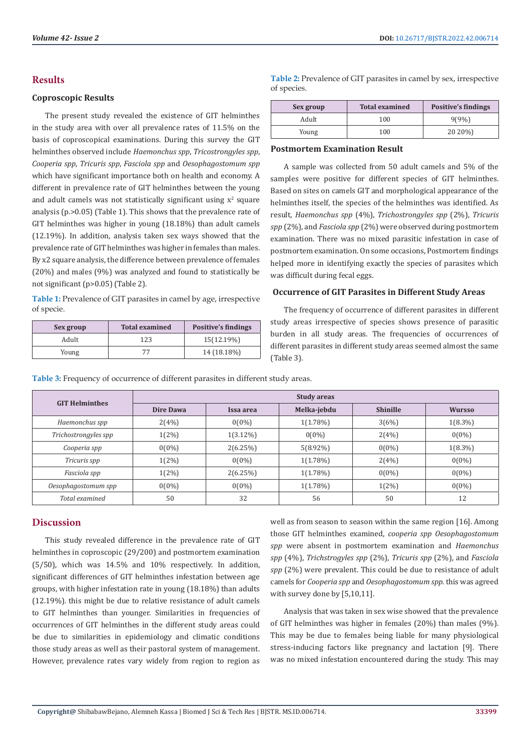## Results

### Coproscopic Results

The present study revealed the existence of GIT helminthes in the study area with over all prevalence rates of 11.5% on the basis of coproscopical examinations. During this survey the GIT helminthes observed include *Haemonchus spp*, *Tricostrongyles spp*, *Cooperia spp*, *Tricuris spp*, *Fasciola spp* and *Oesophagostomum spp* which have significant importance both on health and economy. A different in prevalence rate of GIT helminthes between the young and adult camels was not statistically significant using $x^2$ square analysis (p.>0.05) (Table 1). This shows that the prevalence rate of GIT helminthes was higher in young (18.18%) than adult camels (12.19%). In addition, analysis taken sex ways showed that the prevalence rate of GIT helminthes was higher in females than males. By x2 square analysis, the difference between prevalence of females (20%) and males (9%) was analyzed and found to statistically be not significant (p>0.05) (Table 2).

**Table 1:** Prevalence of GIT parasites in camel by age, irrespective of specie.

| Sex group | Total examined | Positive's findings |
|---|---|---|
| Adult | 123 | 15(12.19%) |
| Young | 77 | 14 (18.18%) |

**Table 2:** Prevalence of GIT parasites in camel by sex, irrespective of species.

| Sex group | Total examined | Positive's findings |
|---|---|---|
| Adult | 100 | 9(9%) |
| Young | 100 | 20 20%) |

### Postmortem Examination Result

A sample was collected from 50 adult camels and 5% of the samples were positive for different species of GIT helminthes. Based on sites on camels GIT and morphological appearance of the helminthes itself, the species of the helminthes was identified. As result, *Haemonchus spp* (4%), *Trichostrongyles spp* (2%), *Tricuris spp* (2%), and *Fasciola spp* (2%) were observed during postmortem examination. There was no mixed parasitic infestation in case of postmortem examination. On some occasions, Postmortem findings helped more in identifying exactly the species of parasites which was difficult during fecal eggs.

### Occurrence of GIT Parasites in Different Study Areas

The frequency of occurrence of different parasites in different study areas irrespective of species shows presence of parasitic burden in all study areas. The frequencies of occurrences of different parasites in different study areas seemed almost the same (Table 3).

**Table 3:** Frequency of occurrence of different parasites in different study areas.

| GIT Helminthes | Study areas | | | | |
|---|---|---|---|---|---|
| | Dire Dawa | Issa area | Melka-jebdu | Shinille | Wursso |
| *Haemonchus spp* | 2(4%) | 0(0%) | 1(1.78%) | 3(6%) | 1(8.3%) |
| *Trichostrongyles spp* | 1(2%) | 1(3.12%) | 0(0%) | 2(4%) | 0(0%) |
| *Cooperia spp* | 0(0%) | 2(6.25%) | 5(8.92%) | 0(0%) | 1(8.3%) |
| *Tricuris spp* | 1(2%) | 0(0%) | 1(1.78%) | 2(4%) | 0(0%) |
| *Fasciola spp* | 1(2%) | 2(6.25%) | 1(1.78%) | 0(0%) | 0(0%) |
| *Oesophagostomum spp* | 0(0%) | 0(0%) | 1(1.78%) | 1(2%) | 0(0%) |
| *Total examined* | 50 | 32 | 56 | 50 | 12 |

## Discussion

This study revealed difference in the prevalence rate of GIT helminthes in coproscopic (29/200) and postmortem examination (5/50), which was 14.5% and 10% respectively. In addition, significant differences of GIT helminthes infestation between age groups, with higher infestation rate in young (18.18%) than adults (12.19%). this might be due to relative resistance of adult camels to GIT helminthes than younger. Similarities in frequencies of occurrences of GIT helminthes in the different study areas could be due to similarities in epidemiology and climatic conditions those study areas as well as their pastoral system of management. However, prevalence rates vary widely from region to region as well as from season to season within the same region [16]. Among those GIT helminthes examined, *cooperia spp Oesophagostomum spp* were absent in postmortem examination and *Haemonchus spp* (4%), *Trichstrogyles spp* (2%), *Tricuris spp* (2%), and *Fasciola spp* (2%) were prevalent. This could be due to resistance of adult camels for *Cooperia spp* and *Oesophagostomum spp*. this was agreed with survey done by [5,10,11].

Analysis that was taken in sex wise showed that the prevalence of GIT helminthes was higher in females (20%) than males (9%). This may be due to females being liable for many physiological stress-inducing factors like pregnancy and lactation [9]. There was no mixed infestation encountered during the study. This may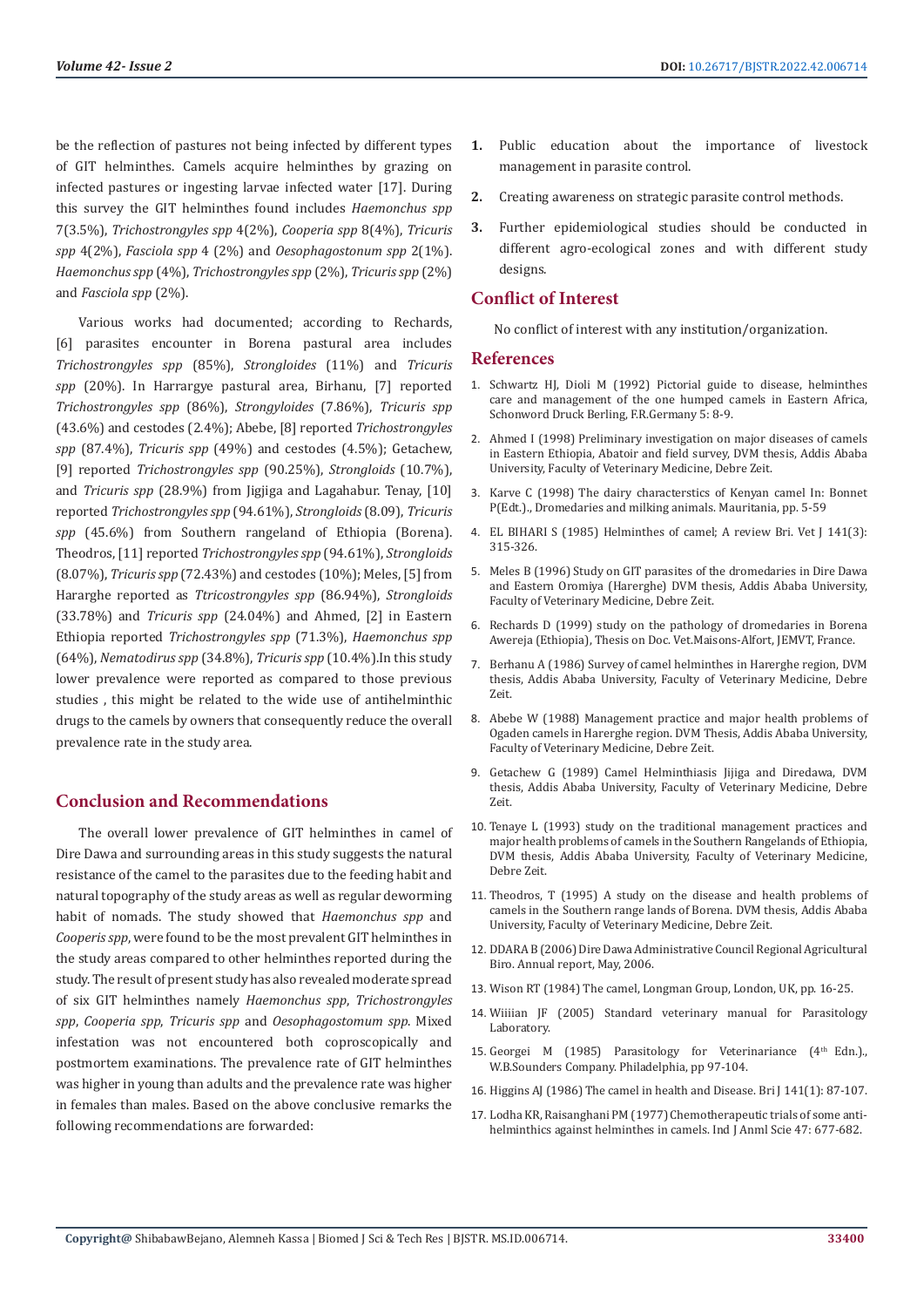be the reflection of pastures not being infected by different types of GIT helminthes. Camels acquire helminthes by grazing on infected pastures or ingesting larvae infected water [17]. During this survey the GIT helminthes found includes *Haemonchus spp* 7(3.5%), *Trichostrongyles spp* 4(2%), *Cooperia spp* 8(4%), *Tricuris spp* 4(2%), *Fasciola spp* 4 (2%) and *Oesophagostonum spp* 2(1%). *Haemonchus spp* (4%), *Trichostrongyles spp* (2%), *Tricuris spp* (2%) and *Fasciola spp* (2%).

Various works had documented; according to Rechards, [6] parasites encounter in Borena pastural area includes *Trichostrongyles spp* (85%), *Strongloides* (11%) and *Tricuris spp* (20%). In Harrargye pastural area, Birhanu, [7] reported *Trichostrongyles spp* (86%), *Strongyloides* (7.86%), *Tricuris spp* (43.6%) and cestodes (2.4%); Abebe, [8] reported *Trichostrongyles spp* (87.4%), *Tricuris spp* (49%) and cestodes (4.5%); Getachew, [9] reported *Trichostrongyles spp* (90.25%), *Strongloids* (10.7%), and *Tricuris spp* (28.9%) from Jigjiga and Lagahabur. Tenay, [10] reported *Trichostrongyles spp* (94.61%), *Strongloids* (8.09), *Tricuris spp* (45.6%) from Southern rangeland of Ethiopia (Borena). Theodros, [11] reported *Trichostrongyles spp* (94.61%), *Strongloids* (8.07%), *Tricuris spp* (72.43%) and cestodes (10%); Meles, [5] from Hararghe reported as *Ttricostrongyles spp* (86.94%), *Strongloids* (33.78%) and *Tricuris spp* (24.04%) and Ahmed, [2] in Eastern Ethiopia reported *Trichostrongyles spp* (71.3%), *Haemonchus spp* (64%), *Nematodirus spp* (34.8%), *Tricuris spp* (10.4%).In this study lower prevalence were reported as compared to those previous studies , this might be related to the wide use of antihelminthic drugs to the camels by owners that consequently reduce the overall prevalence rate in the study area.

## Conclusion and Recommendations

The overall lower prevalence of GIT helminthes in camel of Dire Dawa and surrounding areas in this study suggests the natural resistance of the camel to the parasites due to the feeding habit and natural topography of the study areas as well as regular deworming habit of nomads. The study showed that *Haemonchus spp* and *Cooperis spp*, were found to be the most prevalent GIT helminthes in the study areas compared to other helminthes reported during the study. The result of present study has also revealed moderate spread of six GIT helminthes namely *Haemonchus spp*, *Trichostrongyles spp*, *Cooperia spp*, *Tricuris spp* and *Oesophagostomum spp*. Mixed infestation was not encountered both coproscopically and postmortem examinations. The prevalence rate of GIT helminthes was higher in young than adults and the prevalence rate was higher in females than males. Based on the above conclusive remarks the following recommendations are forwarded:

1. Public education about the importance of livestock management in parasite control.
2. Creating awareness on strategic parasite control methods.
3. Further epidemiological studies should be conducted in different agro-ecological zones and with different study designs.

## Conflict of Interest

No conflict of interest with any institution/organization.

## References

1. Schwartz HJ, Dioli M (1992) Pictorial guide to disease, helminthes care and management of the one humped camels in Eastern Africa, Schonword Druck Berling, F.R.Germany 5: 8-9.
2. Ahmed I (1998) Preliminary investigation on major diseases of camels in Eastern Ethiopia, Abatoir and field survey, DVM thesis, Addis Ababa University, Faculty of Veterinary Medicine, Debre Zeit.
3. Karve C (1998) The dairy characterstics of Kenyan camel In: Bonnet P(Edt.)., Dromedaries and milking animals. Mauritania, pp. 5-59
4. EL BIHARI S (1985) Helminthes of camel; A review Bri. Vet J 141(3): 315-326.
5. Meles B (1996) Study on GIT parasites of the dromedaries in Dire Dawa and Eastern Oromiya (Harerghe) DVM thesis, Addis Ababa University, Faculty of Veterinary Medicine, Debre Zeit.
6. Rechards D (1999) study on the pathology of dromedaries in Borena Awereja (Ethiopia), Thesis on Doc. Vet.Maisons-Alfort, JEMVT, France.
7. Berhanu A (1986) Survey of camel helminthes in Harerghe region, DVM thesis, Addis Ababa University, Faculty of Veterinary Medicine, Debre Zeit.
8. Abebe W (1988) Management practice and major health problems of Ogaden camels in Harerghe region. DVM Thesis, Addis Ababa University, Faculty of Veterinary Medicine, Debre Zeit.
9. Getachew G (1989) Camel Helminthiasis Jijiga and Diredawa, DVM thesis, Addis Ababa University, Faculty of Veterinary Medicine, Debre Zeit.
10. Tenaye L (1993) study on the traditional management practices and major health problems of camels in the Southern Rangelands of Ethiopia, DVM thesis, Addis Ababa University, Faculty of Veterinary Medicine, Debre Zeit.
11. Theodros, T (1995) A study on the disease and health problems of camels in the Southern range lands of Borena. DVM thesis, Addis Ababa University, Faculty of Veterinary Medicine, Debre Zeit.
12. DDARA B (2006) Dire Dawa Administrative Council Regional Agricultural Biro. Annual report, May, 2006.
13. Wison RT (1984) The camel, Longman Group, London, UK, pp. 16-25.
14. Wiiiian JF (2005) Standard veterinary manual for Parasitology Laboratory.
15. Georgei M (1985) Parasitology for Veterinariance (4th Edn.), W.B.Sounders Company. Philadelphia, pp 97-104.
16. Higgins AJ (1986) The camel in health and Disease. Bri J 141(1): 87-107.
17. Lodha KR, Raisanghani PM (1977) Chemotherapeutic trials of some anti-helminthics against helminthes in camels. Ind J Anml Scie 47: 677-682.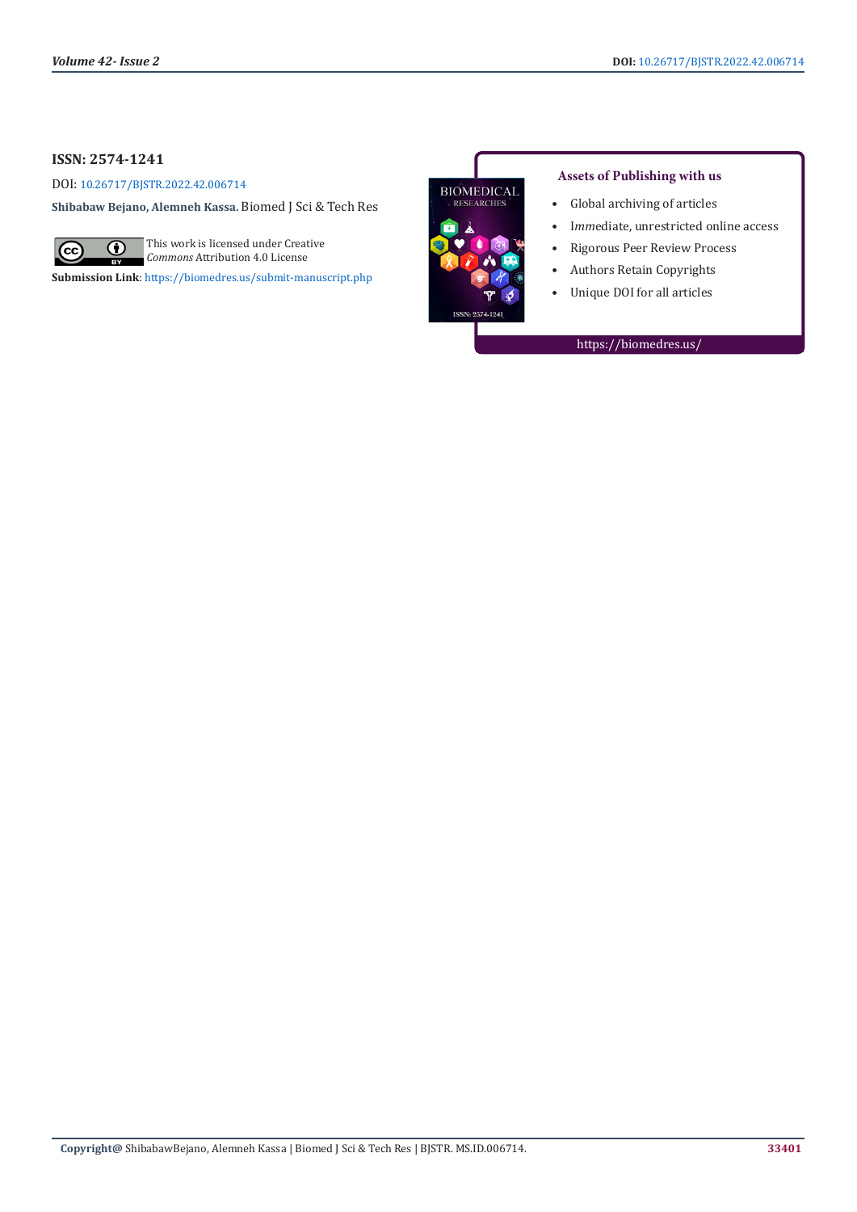**ISSN: 2574-1241**

DOI: 10.26717/BJSTR.2022.42.006714

**Shibabaw Bejano, Alemneh Kassa.** Biomed J Sci & Tech Res

This work is licensed under Creative *Commons* Attribution 4.0 License

**Submission Link**: https://biomedres.us/submit-manuscript.php

**Assets of Publishing with us**

- Global archiving of articles
- Immediate, unrestricted online access
- Rigorous Peer Review Process
- Authors Retain Copyrights
- Unique DOI for all articles

https://biomedres.us/